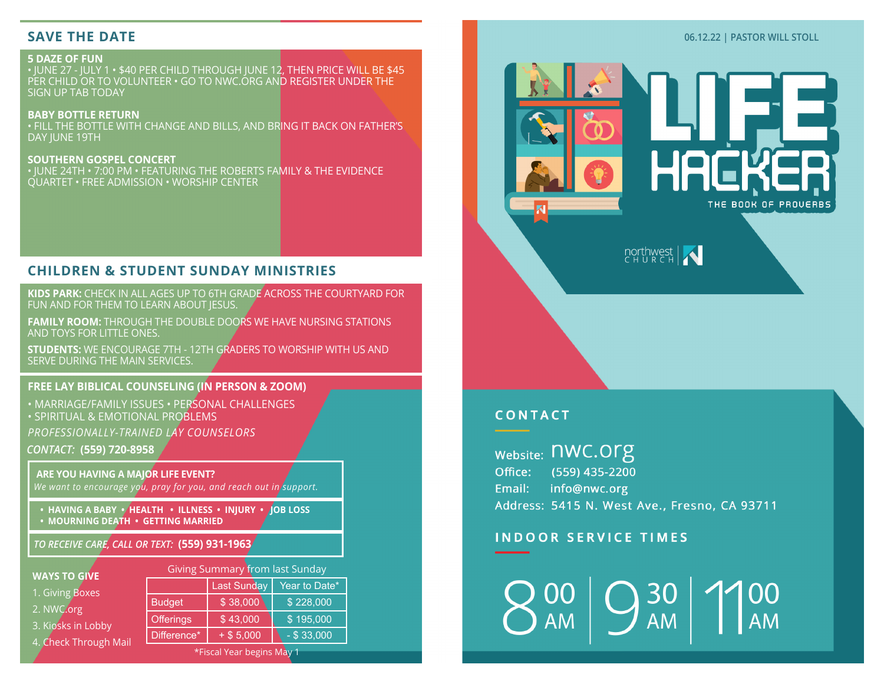## SAVE THE DATE

**5 DAZE OF FUN**
• JUNE 27 - JULY 1 • $40 PER CHILD THROUGH JUNE 12, THEN PRICE WILL BE $45 PER CHILD OR TO VOLUNTEER • GO TO NWC.ORG AND REGISTER UNDER THE SIGN UP TAB TODAY

**BABY BOTTLE RETURN**
• FILL THE BOTTLE WITH CHANGE AND BILLS, AND BRING IT BACK ON FATHER'S DAY JUNE 19TH

**SOUTHERN GOSPEL CONCERT**
• JUNE 24TH • 7:00 PM • FEATURING THE ROBERTS FAMILY & THE EVIDENCE QUARTET • FREE ADMISSION • WORSHIP CENTER

## CHILDREN & STUDENT SUNDAY MINISTRIES

**KIDS PARK:** CHECK IN ALL AGES UP TO 6TH GRADE ACROSS THE COURTYARD FOR FUN AND FOR THEM TO LEARN ABOUT JESUS.

**FAMILY ROOM:** THROUGH THE DOUBLE DOORS WE HAVE NURSING STATIONS AND TOYS FOR LITTLE ONES.

**STUDENTS:** WE ENCOURAGE 7TH - 12TH GRADERS TO WORSHIP WITH US AND SERVE DURING THE MAIN SERVICES.

**FREE LAY BIBLICAL COUNSELING (IN PERSON & ZOOM)**

• MARRIAGE/FAMILY ISSUES • PERSONAL CHALLENGES
• SPIRITUAL & EMOTIONAL PROBLEMS

*PROFESSIONALLY-TRAINED LAY COUNSELORS*

*CONTACT:* **(559) 720-8958**

**ARE YOU HAVING A MAJOR LIFE EVENT?**
*We want to encourage you, pray for you, and reach out in support.*

**• HAVING A BABY • HEALTH • ILLNESS • INJURY • JOB LOSS • MOURNING DEATH • GETTING MARRIED**

*TO RECEIVE CARE, CALL OR TEXT:* **(559) 931-1963**

**WAYS TO GIVE**

1. Giving Boxes
2. NWC.org
3. Kiosks in Lobby
4. Check Through Mail

Giving Summary from last Sunday

| | Last Sunday | Year to Date* |
|---|---|---|
| Budget | $ 38,000 | $ 228,000 |
| Offerings | $ 43,000 | $ 195,000 |
| Difference* | + $ 5,000 | - $ 33,000 |

*Fiscal Year begins May 1

06.12.22 | PASTOR WILL STOLL

# LIFE HACKER

THE BOOK OF PROVERBS

northwest CHURCH

## CONTACT

Website: nwc.org
Office: (559) 435-2200
Email: info@nwc.org
Address: 5415 N. West Ave., Fresno, CA 93711

## INDOOR SERVICE TIMES

8:00 AM | 9:30 AM | 11:00 AM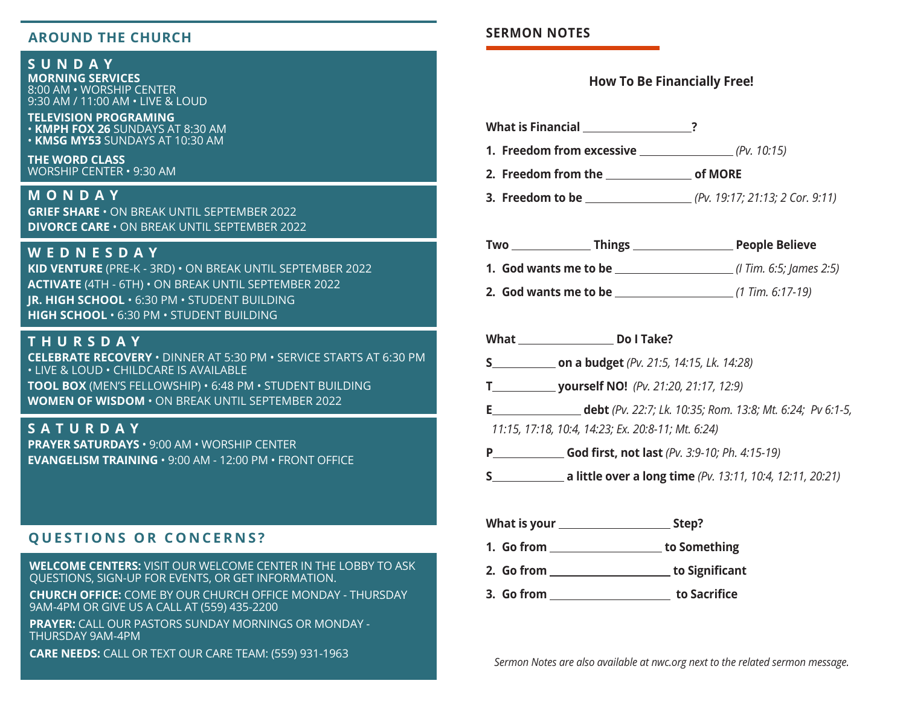## AROUND THE CHURCH

### SUNDAY

**MORNING SERVICES**
8:00 AM • WORSHIP CENTER
9:30 AM / 11:00 AM • LIVE & LOUD

**TELEVISION PROGRAMING**
• **KMPH FOX 26** SUNDAYS AT 8:30 AM
• **KMSG MY53** SUNDAYS AT 10:30 AM

**THE WORD CLASS**
WORSHIP CENTER • 9:30 AM

### MONDAY

**GRIEF SHARE** • ON BREAK UNTIL SEPTEMBER 2022
**DIVORCE CARE** • ON BREAK UNTIL SEPTEMBER 2022

### WEDNESDAY

**KID VENTURE** (PRE-K - 3RD) • ON BREAK UNTIL SEPTEMBER 2022
**ACTIVATE** (4TH - 6TH) • ON BREAK UNTIL SEPTEMBER 2022
**JR. HIGH SCHOOL** • 6:30 PM • STUDENT BUILDING
**HIGH SCHOOL** • 6:30 PM • STUDENT BUILDING

### THURSDAY

**CELEBRATE RECOVERY** • DINNER AT 5:30 PM • SERVICE STARTS AT 6:30 PM • LIVE & LOUD • CHILDCARE IS AVAILABLE
**TOOL BOX** (MEN'S FELLOWSHIP) • 6:48 PM • STUDENT BUILDING
**WOMEN OF WISDOM** • ON BREAK UNTIL SEPTEMBER 2022

### SATURDAY

**PRAYER SATURDAYS** • 9:00 AM • WORSHIP CENTER
**EVANGELISM TRAINING** • 9:00 AM - 12:00 PM • FRONT OFFICE

## QUESTIONS OR CONCERNS?

**WELCOME CENTERS:** VISIT OUR WELCOME CENTER IN THE LOBBY TO ASK QUESTIONS, SIGN-UP FOR EVENTS, OR GET INFORMATION.

**CHURCH OFFICE:** COME BY OUR CHURCH OFFICE MONDAY - THURSDAY 9AM-4PM OR GIVE US A CALL AT (559) 435-2200

**PRAYER:** CALL OUR PASTORS SUNDAY MORNINGS OR MONDAY - THURSDAY 9AM-4PM

**CARE NEEDS:** CALL OR TEXT OUR CARE TEAM: (559) 931-1963

## SERMON NOTES

### How To Be Financially Free!

**What is Financial ________________?**

1. **Freedom from excessive ______________** *(Pv. 10:15)*
2. **Freedom from the ____________ of MORE**
3. **Freedom to be ________________** *(Pv. 19:17; 21:13; 2 Cor. 9:11)*

**Two ___________ Things _______________ People Believe**

1. **God wants me to be __________________** *(I Tim. 6:5; James 2:5)*
2. **God wants me to be __________________** *(1 Tim. 6:17-19)*

**What _______________ Do I Take?**

**S__________ on a budget** *(Pv. 21:5, 14:15, Lk. 14:28)*
**T__________ yourself NO!** *(Pv. 21:20, 21:17, 12:9)*
**E______________ debt** *(Pv. 22:7; Lk. 10:35; Rom. 13:8; Mt. 6:24; Pv 6:1-5, 11:15, 17:18, 10:4, 14:23; Ex. 20:8-11; Mt. 6:24)*
**P___________ God first, not last** *(Pv. 3:9-10; Ph. 4:15-19)*
**S___________ a little over a long time** *(Pv. 13:11, 10:4, 12:11, 20:21)*

**What is your _________________ Step?**

1. **Go from _________________ to Something**
2. **Go from __________________ to Significant**
3. **Go from __________________ to Sacrifice**

*Sermon Notes are also available at nwc.org next to the related sermon message.*